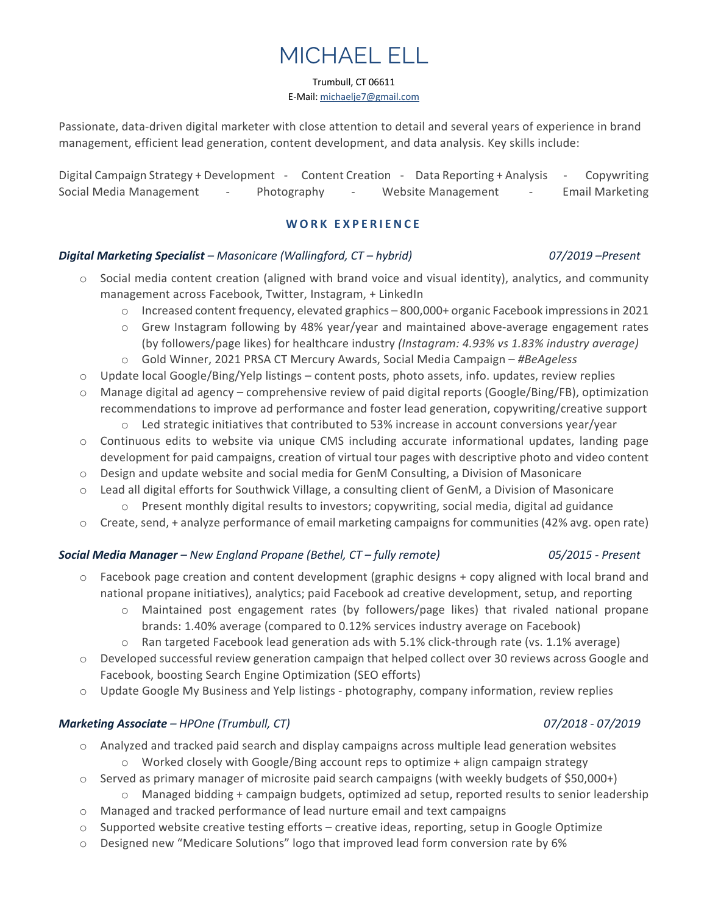# MICHAEL ELL

Trumbull, CT 06611
E-Mail: michaelje7@gmail.com

Passionate, data-driven digital marketer with close attention to detail and several years of experience in brand management, efficient lead generation, content development, and data analysis. Key skills include:

Digital Campaign Strategy + Development - Content Creation - Data Reporting + Analysis - Copywriting
Social Media Management - Photography - Website Management - Email Marketing

## WORK EXPERIENCE

***Digital Marketing Specialist** – Masonicare (Wallingford, CT – hybrid)* *07/2019 –Present*

- Social media content creation (aligned with brand voice and visual identity), analytics, and community management across Facebook, Twitter, Instagram, + LinkedIn
  - Increased content frequency, elevated graphics – 800,000+ organic Facebook impressions in 2021
  - Grew Instagram following by 48% year/year and maintained above-average engagement rates (by followers/page likes) for healthcare industry *(Instagram: 4.93% vs 1.83% industry average)*
  - Gold Winner, 2021 PRSA CT Mercury Awards, Social Media Campaign – *#BeAgeless*
- Update local Google/Bing/Yelp listings – content posts, photo assets, info. updates, review replies
- Manage digital ad agency – comprehensive review of paid digital reports (Google/Bing/FB), optimization recommendations to improve ad performance and foster lead generation, copywriting/creative support
  - Led strategic initiatives that contributed to 53% increase in account conversions year/year
- Continuous edits to website via unique CMS including accurate informational updates, landing page development for paid campaigns, creation of virtual tour pages with descriptive photo and video content
- Design and update website and social media for GenM Consulting, a Division of Masonicare
- Lead all digital efforts for Southwick Village, a consulting client of GenM, a Division of Masonicare
  - Present monthly digital results to investors; copywriting, social media, digital ad guidance
- Create, send, + analyze performance of email marketing campaigns for communities (42% avg. open rate)

***Social Media Manager** – New England Propane (Bethel, CT – fully remote)* *05/2015 - Present*

- Facebook page creation and content development (graphic designs + copy aligned with local brand and national propane initiatives), analytics; paid Facebook ad creative development, setup, and reporting
  - Maintained post engagement rates (by followers/page likes) that rivaled national propane brands: 1.40% average (compared to 0.12% services industry average on Facebook)
  - Ran targeted Facebook lead generation ads with 5.1% click-through rate (vs. 1.1% average)
- Developed successful review generation campaign that helped collect over 30 reviews across Google and Facebook, boosting Search Engine Optimization (SEO efforts)
- Update Google My Business and Yelp listings - photography, company information, review replies

***Marketing Associate** – HPOne (Trumbull, CT)* *07/2018 - 07/2019*

- Analyzed and tracked paid search and display campaigns across multiple lead generation websites
  - Worked closely with Google/Bing account reps to optimize + align campaign strategy
- Served as primary manager of microsite paid search campaigns (with weekly budgets of $50,000+)
  - Managed bidding + campaign budgets, optimized ad setup, reported results to senior leadership
- Managed and tracked performance of lead nurture email and text campaigns
- Supported website creative testing efforts – creative ideas, reporting, setup in Google Optimize
- Designed new "Medicare Solutions" logo that improved lead form conversion rate by 6%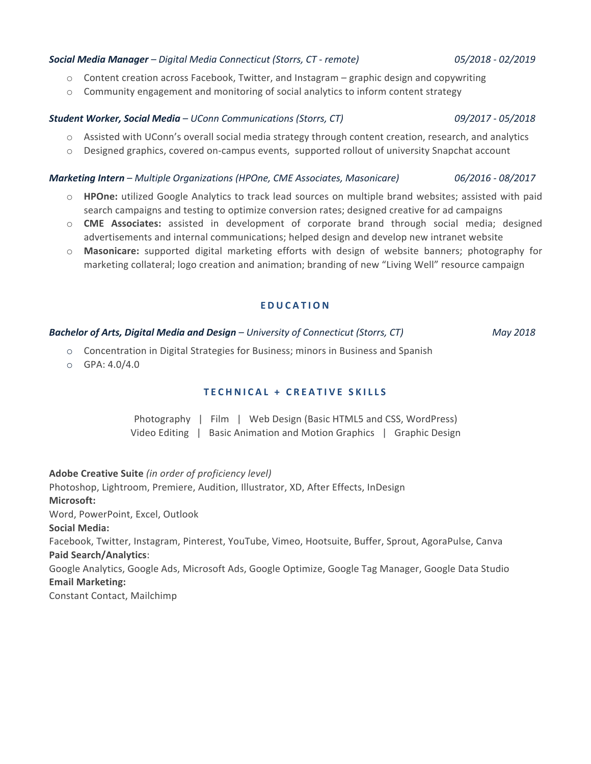***Social Media Manager** – Digital Media Connecticut (Storrs, CT - remote)* *05/2018 - 02/2019*

- Content creation across Facebook, Twitter, and Instagram – graphic design and copywriting
- Community engagement and monitoring of social analytics to inform content strategy

***Student Worker, Social Media** – UConn Communications (Storrs, CT)* *09/2017 - 05/2018*

- Assisted with UConn's overall social media strategy through content creation, research, and analytics
- Designed graphics, covered on-campus events, supported rollout of university Snapchat account

***Marketing Intern** – Multiple Organizations (HPOne, CME Associates, Masonicare)* *06/2016 - 08/2017*

- **HPOne:** utilized Google Analytics to track lead sources on multiple brand websites; assisted with paid search campaigns and testing to optimize conversion rates; designed creative for ad campaigns
- **CME Associates:** assisted in development of corporate brand through social media; designed advertisements and internal communications; helped design and develop new intranet website
- **Masonicare:** supported digital marketing efforts with design of website banners; photography for marketing collateral; logo creation and animation; branding of new "Living Well" resource campaign

## EDUCATION

***Bachelor of Arts, Digital Media and Design** – University of Connecticut (Storrs, CT)* *May 2018*

- Concentration in Digital Strategies for Business; minors in Business and Spanish
- GPA: 4.0/4.0

## TECHNICAL + CREATIVE SKILLS

Photography | Film | Web Design (Basic HTML5 and CSS, WordPress)
Video Editing | Basic Animation and Motion Graphics | Graphic Design

**Adobe Creative Suite** *(in order of proficiency level)*
Photoshop, Lightroom, Premiere, Audition, Illustrator, XD, After Effects, InDesign
**Microsoft:**
Word, PowerPoint, Excel, Outlook
**Social Media:**
Facebook, Twitter, Instagram, Pinterest, YouTube, Vimeo, Hootsuite, Buffer, Sprout, AgoraPulse, Canva
**Paid Search/Analytics**:
Google Analytics, Google Ads, Microsoft Ads, Google Optimize, Google Tag Manager, Google Data Studio
**Email Marketing:**
Constant Contact, Mailchimp